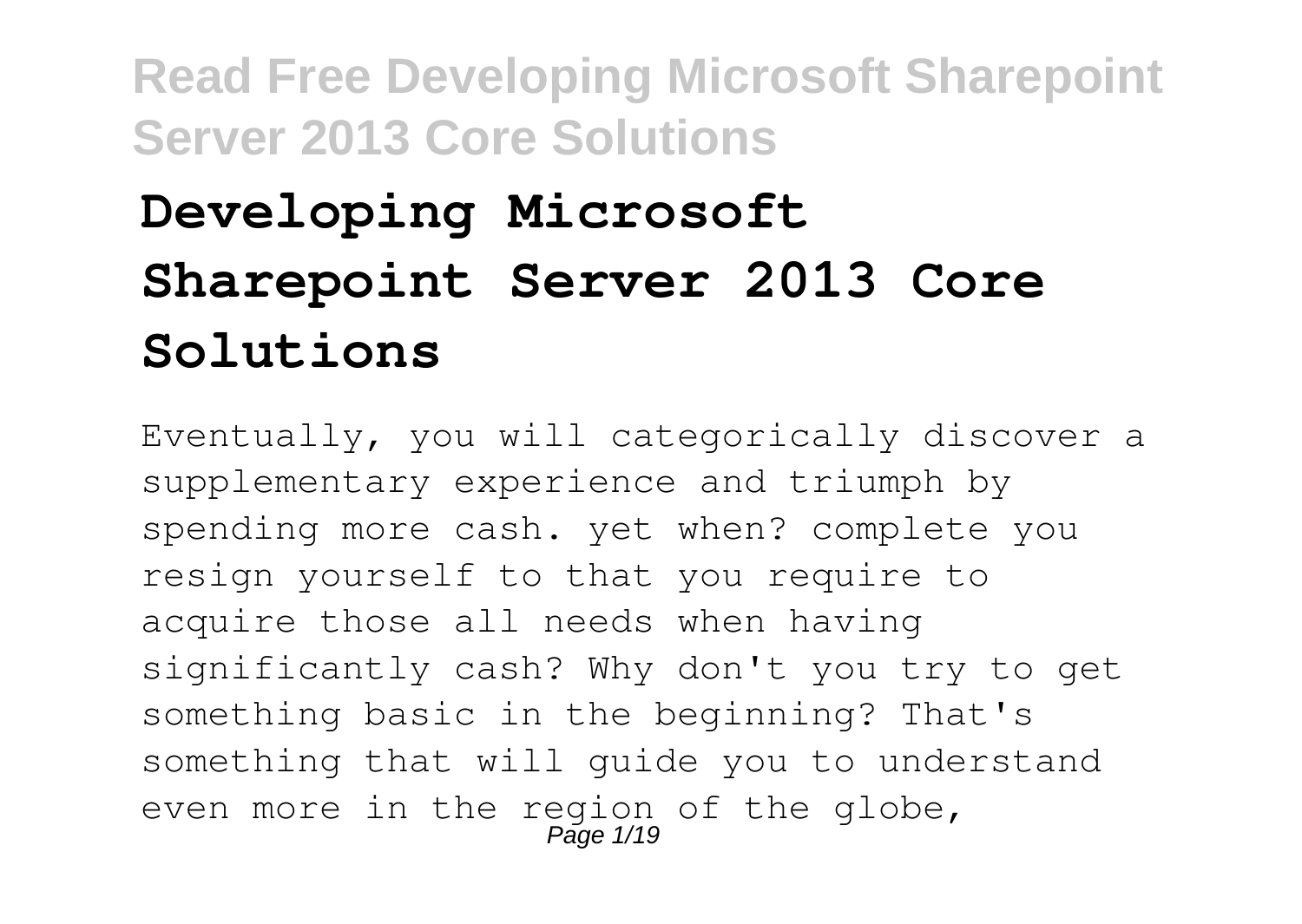# Developing Microsoft Sharepoint Server 2013 Core Solutions

Eventually, you will categorically discover a supplementary experience and triumph by spending more cash. yet when? complete you resign yourself to that you require to acquire those all needs when having significantly cash? Why don't you try to get something basic in the beginning? That's something that will guide you to understand even more in the region of the globe,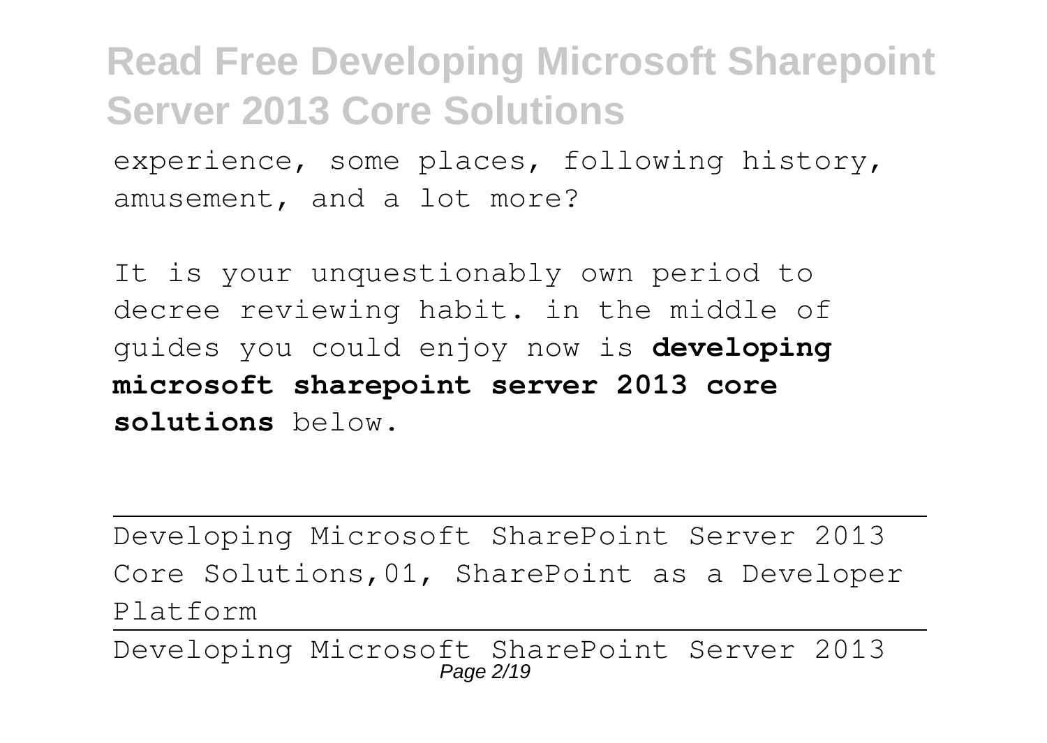experience, some places, following history, amusement, and a lot more?

It is your unquestionably own period to decree reviewing habit. in the middle of guides you could enjoy now is **developing microsoft sharepoint server 2013 core solutions** below.

---

Developing Microsoft SharePoint Server 2013 Core Solutions,01, SharePoint as a Developer Platform

---

Developing Microsoft SharePoint Server 2013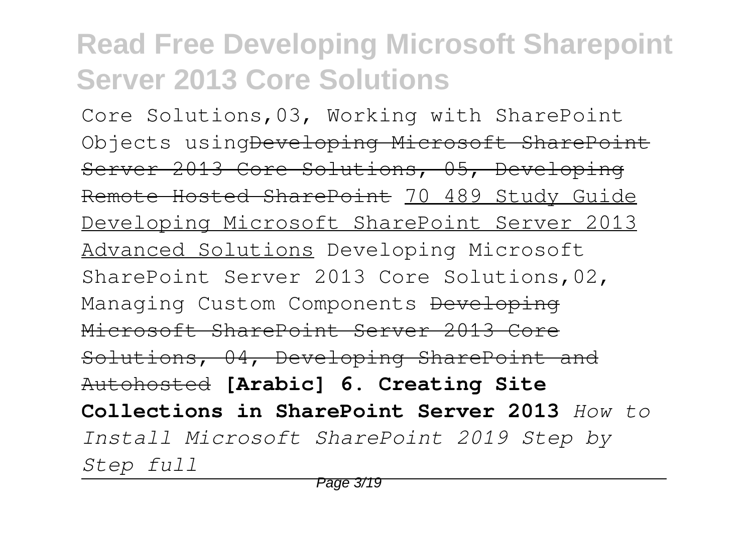Core Solutions,03, Working with SharePoint Objects using~~Developing Microsoft SharePoint Server 2013 Core Solutions, 05, Developing Remote Hosted SharePoint~~ 70 489 Study Guide Developing Microsoft SharePoint Server 2013 Advanced Solutions Developing Microsoft SharePoint Server 2013 Core Solutions,02, Managing Custom Components ~~Developing Microsoft SharePoint Server 2013 Core Solutions, 04, Developing SharePoint and Autohosted~~ **[Arabic] 6. Creating Site Collections in SharePoint Server 2013** *How to Install Microsoft SharePoint 2019 Step by Step full*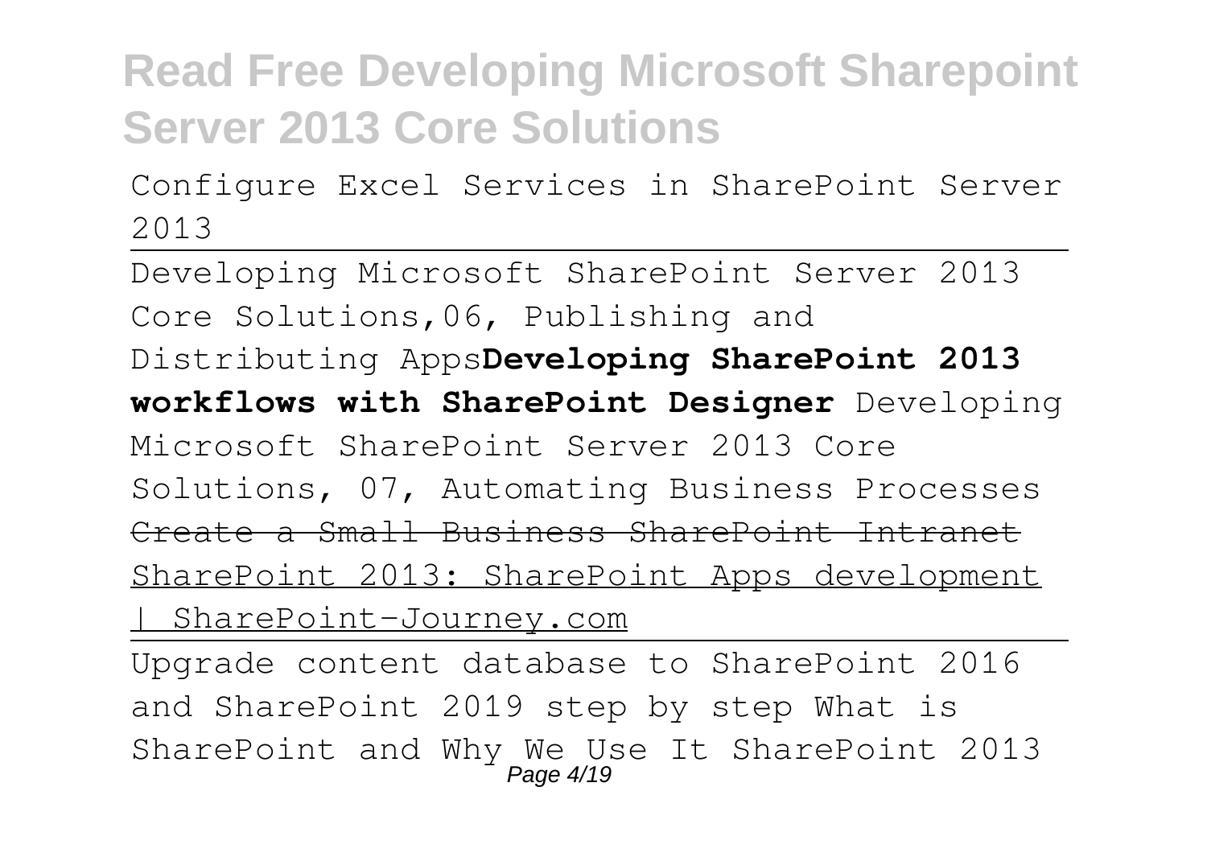Configure Excel Services in SharePoint Server 2013

---

Developing Microsoft SharePoint Server 2013 Core Solutions,06, Publishing and Distributing Apps**Developing SharePoint 2013 workflows with SharePoint Designer** Developing Microsoft SharePoint Server 2013 Core Solutions, 07, Automating Business Processes ~~Create a Small Business SharePoint Intranet~~ SharePoint 2013: SharePoint Apps development | SharePoint-Journey.com

---

Upgrade content database to SharePoint 2016 and SharePoint 2019 step by step What is SharePoint and Why We Use It SharePoint 2013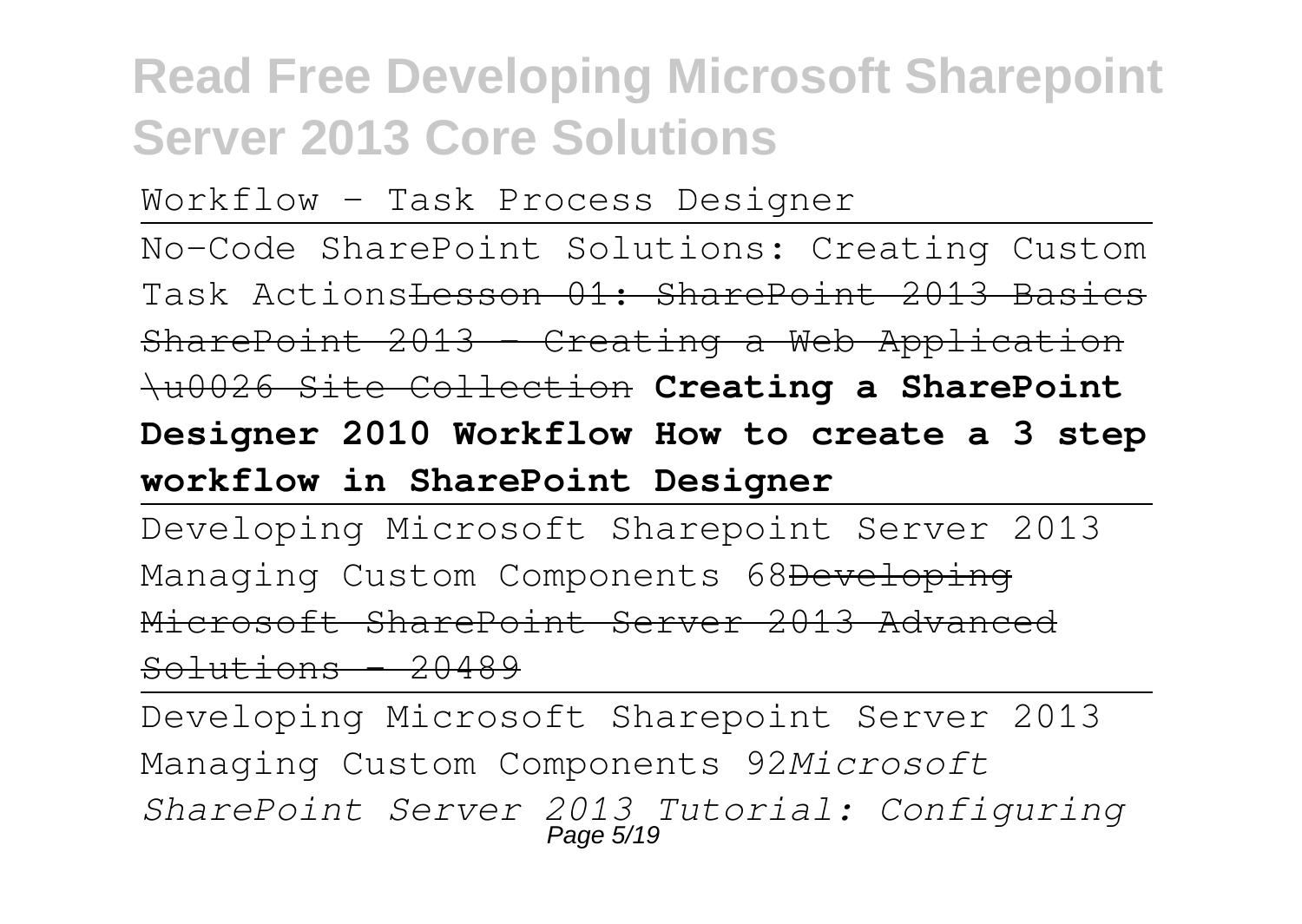Workflow - Task Process Designer

No-Code SharePoint Solutions: Creating Custom Task Actions~~Lesson 01: SharePoint 2013 Basics~~ ~~SharePoint 2013 - Creating a Web Application \u0026 Site Collection~~ **Creating a SharePoint Designer 2010 Workflow How to create a 3 step workflow in SharePoint Designer**

Developing Microsoft Sharepoint Server 2013 Managing Custom Components 68~~Developing Microsoft SharePoint Server 2013 Advanced Solutions - 20489~~

Developing Microsoft Sharepoint Server 2013 Managing Custom Components 92*Microsoft SharePoint Server 2013 Tutorial: Configuring*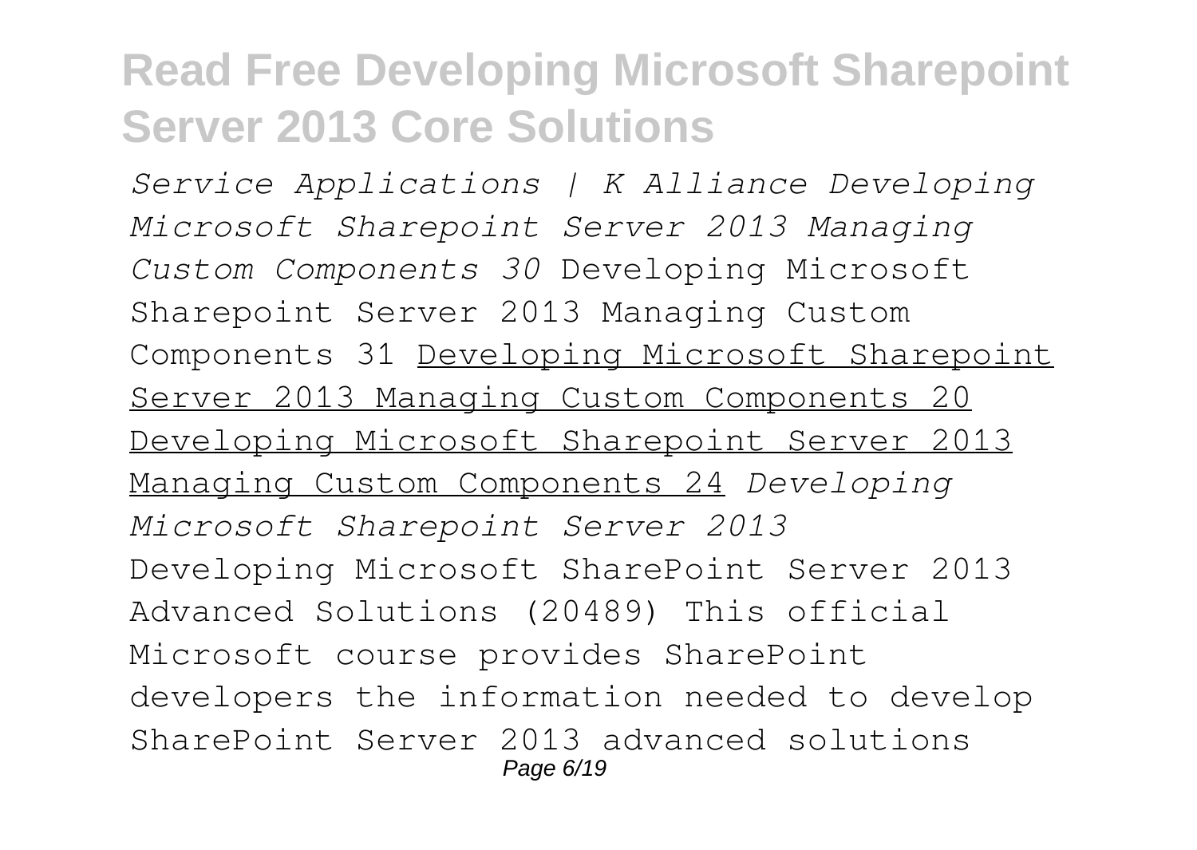*Service Applications | K Alliance Developing Microsoft Sharepoint Server 2013 Managing Custom Components 30* Developing Microsoft Sharepoint Server 2013 Managing Custom Components 31 Developing Microsoft Sharepoint Server 2013 Managing Custom Components 20 Developing Microsoft Sharepoint Server 2013 Managing Custom Components 24 *Developing Microsoft Sharepoint Server 2013*

Developing Microsoft SharePoint Server 2013 Advanced Solutions (20489) This official Microsoft course provides SharePoint developers the information needed to develop SharePoint Server 2013 advanced solutions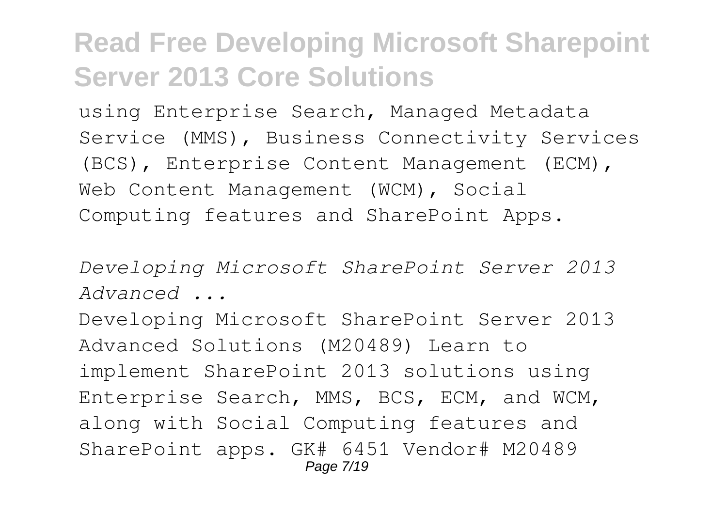using Enterprise Search, Managed Metadata Service (MMS), Business Connectivity Services (BCS), Enterprise Content Management (ECM), Web Content Management (WCM), Social Computing features and SharePoint Apps.

*Developing Microsoft SharePoint Server 2013 Advanced ...*

Developing Microsoft SharePoint Server 2013 Advanced Solutions (M20489) Learn to implement SharePoint 2013 solutions using Enterprise Search, MMS, BCS, ECM, and WCM, along with Social Computing features and SharePoint apps. GK# 6451 Vendor# M20489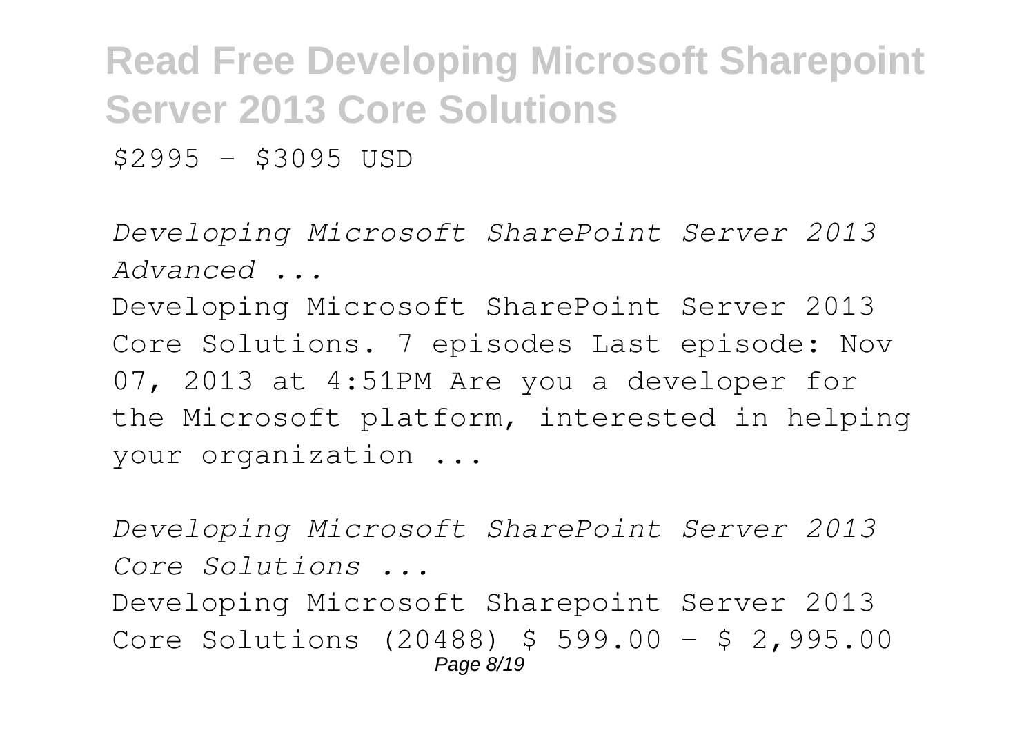$2995 - $3095 USD

*Developing Microsoft SharePoint Server 2013 Advanced ...*

Developing Microsoft SharePoint Server 2013 Core Solutions. 7 episodes Last episode: Nov 07, 2013 at 4:51PM Are you a developer for the Microsoft platform, interested in helping your organization ...

*Developing Microsoft SharePoint Server 2013 Core Solutions ...*

Developing Microsoft Sharepoint Server 2013 Core Solutions (20488) $ 599.00 – $ 2,995.00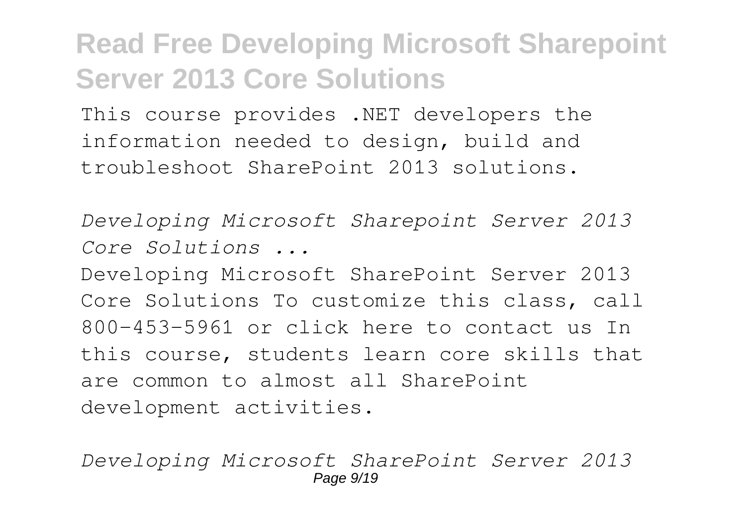This course provides .NET developers the information needed to design, build and troubleshoot SharePoint 2013 solutions.

*Developing Microsoft Sharepoint Server 2013 Core Solutions ...*

Developing Microsoft SharePoint Server 2013 Core Solutions To customize this class, call 800-453-5961 or click here to contact us In this course, students learn core skills that are common to almost all SharePoint development activities.

*Developing Microsoft SharePoint Server 2013*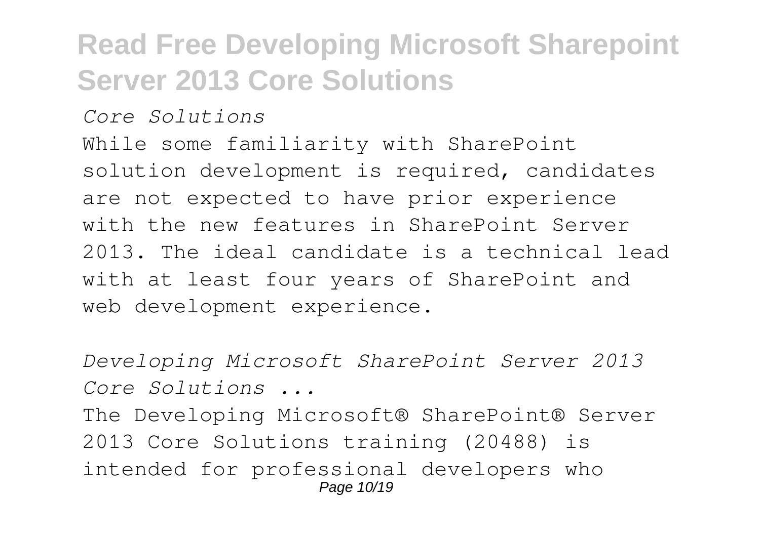*Core Solutions*

While some familiarity with SharePoint solution development is required, candidates are not expected to have prior experience with the new features in SharePoint Server 2013. The ideal candidate is a technical lead with at least four years of SharePoint and web development experience.

*Developing Microsoft SharePoint Server 2013 Core Solutions ...*

The Developing Microsoft® SharePoint® Server 2013 Core Solutions training (20488) is intended for professional developers who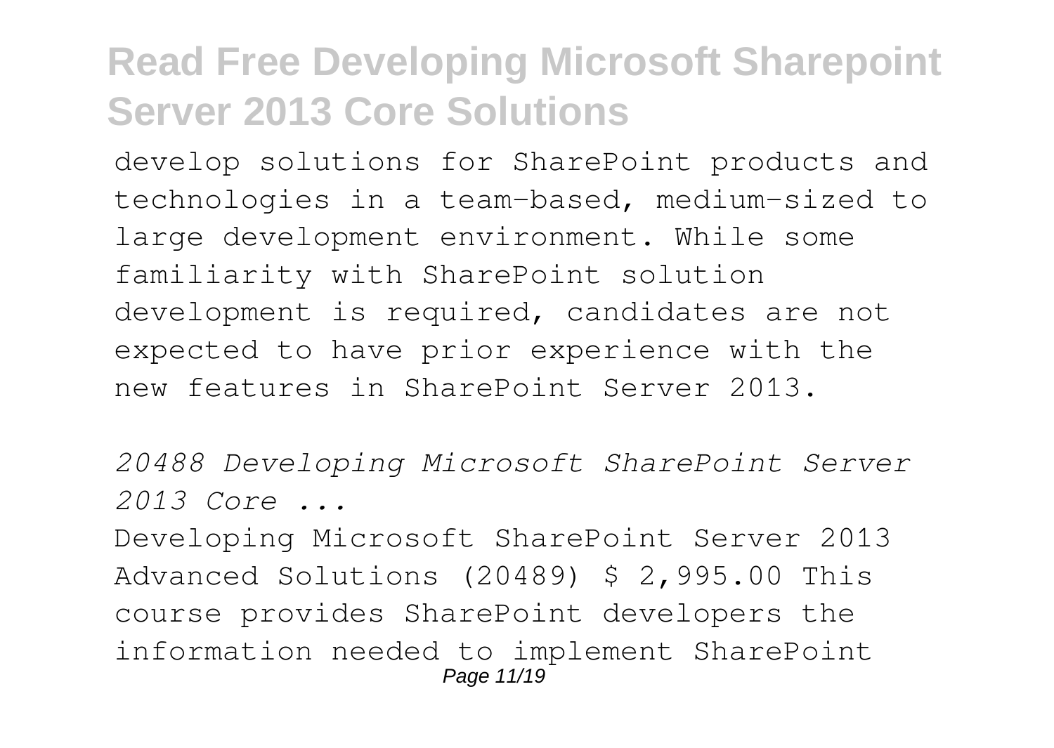develop solutions for SharePoint products and technologies in a team-based, medium-sized to large development environment. While some familiarity with SharePoint solution development is required, candidates are not expected to have prior experience with the new features in SharePoint Server 2013.

*20488 Developing Microsoft SharePoint Server 2013 Core ...*

Developing Microsoft SharePoint Server 2013 Advanced Solutions (20489) $ 2,995.00 This course provides SharePoint developers the information needed to implement SharePoint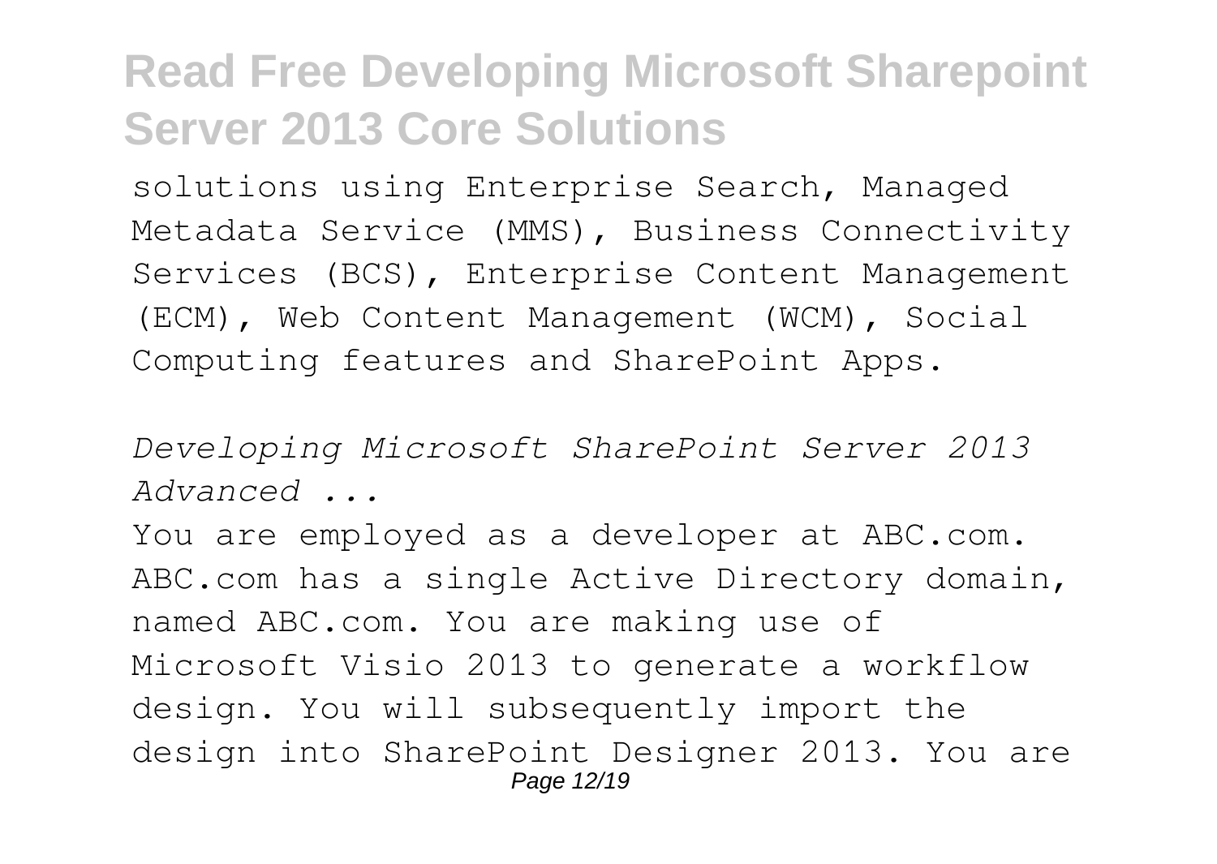solutions using Enterprise Search, Managed Metadata Service (MMS), Business Connectivity Services (BCS), Enterprise Content Management (ECM), Web Content Management (WCM), Social Computing features and SharePoint Apps.

*Developing Microsoft SharePoint Server 2013 Advanced ...*

You are employed as a developer at ABC.com. ABC.com has a single Active Directory domain, named ABC.com. You are making use of Microsoft Visio 2013 to generate a workflow design. You will subsequently import the design into SharePoint Designer 2013. You are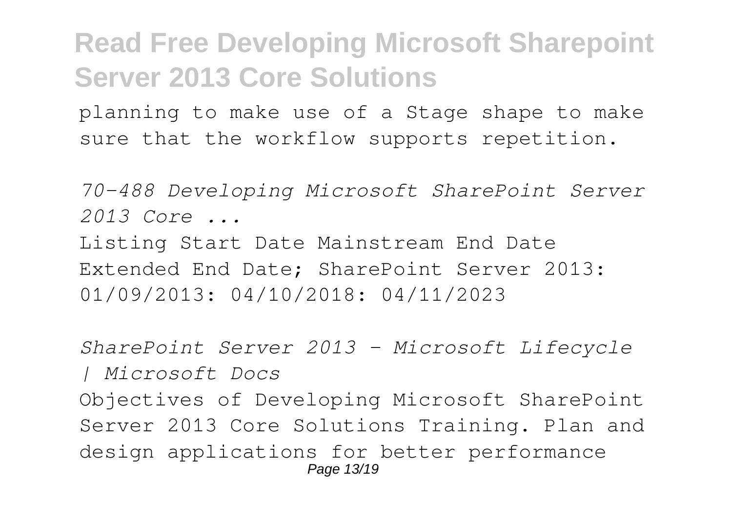planning to make use of a Stage shape to make sure that the workflow supports repetition.

*70-488 Developing Microsoft SharePoint Server 2013 Core ...*

Listing Start Date Mainstream End Date Extended End Date; SharePoint Server 2013: 01/09/2013: 04/10/2018: 04/11/2023

*SharePoint Server 2013 - Microsoft Lifecycle | Microsoft Docs*

Objectives of Developing Microsoft SharePoint Server 2013 Core Solutions Training. Plan and design applications for better performance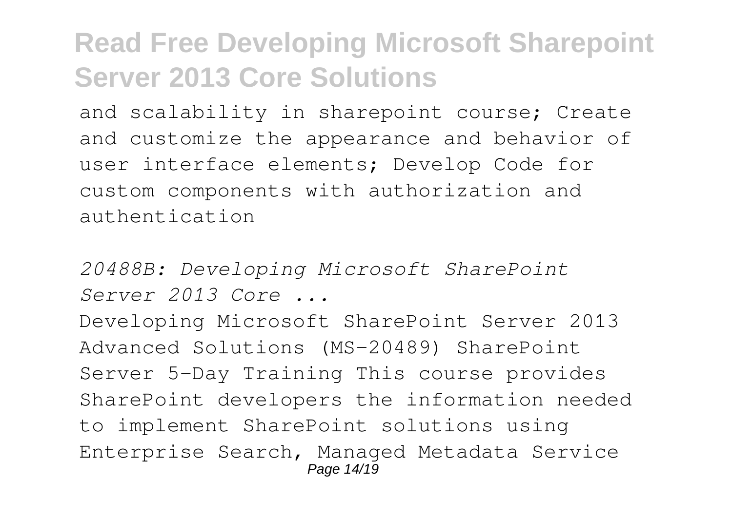and scalability in sharepoint course; Create and customize the appearance and behavior of user interface elements; Develop Code for custom components with authorization and authentication

*20488B: Developing Microsoft SharePoint Server 2013 Core ...*

Developing Microsoft SharePoint Server 2013 Advanced Solutions (MS-20489) SharePoint Server 5-Day Training This course provides SharePoint developers the information needed to implement SharePoint solutions using Enterprise Search, Managed Metadata Service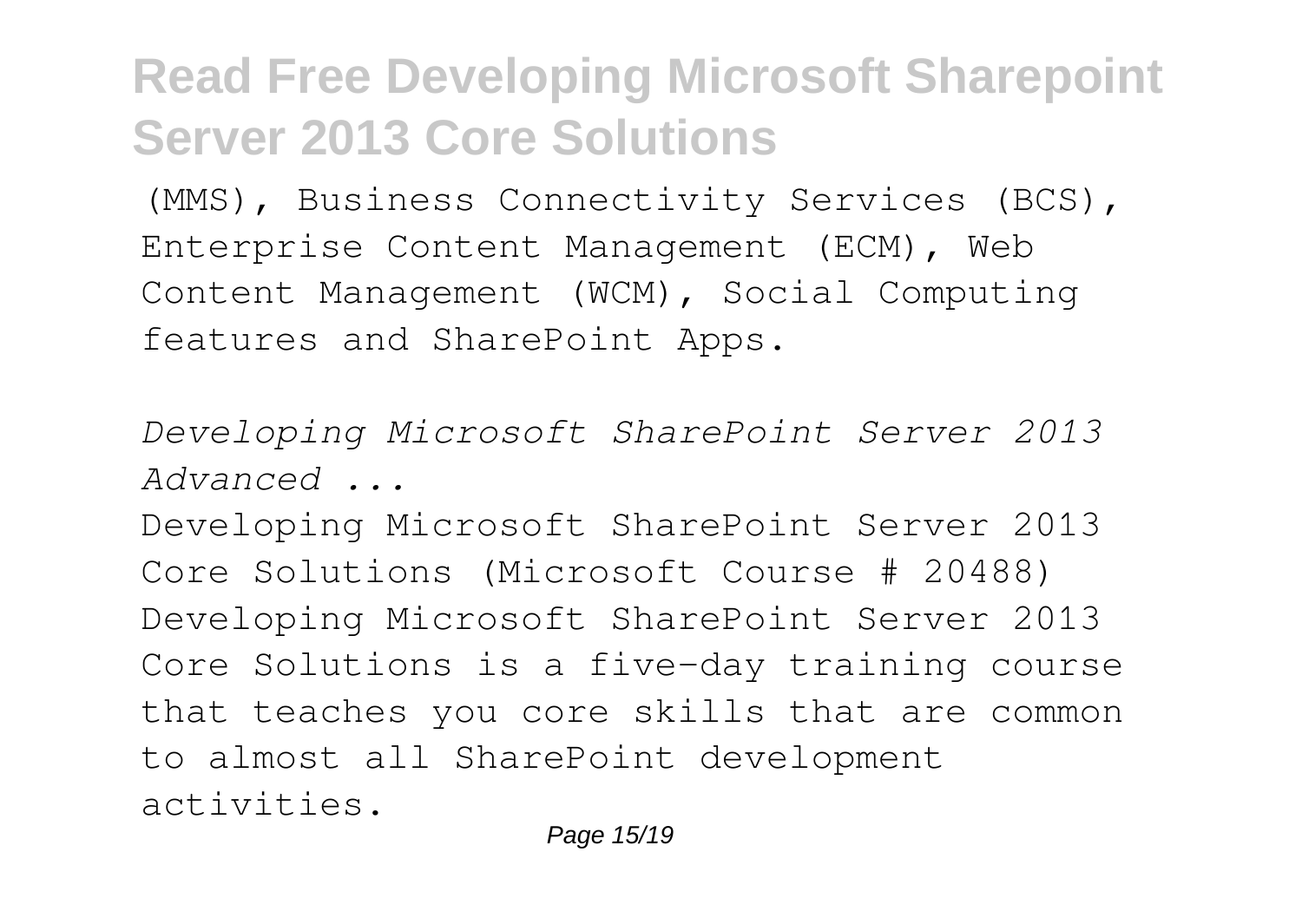(MMS), Business Connectivity Services (BCS), Enterprise Content Management (ECM), Web Content Management (WCM), Social Computing features and SharePoint Apps.

*Developing Microsoft SharePoint Server 2013 Advanced ...*

Developing Microsoft SharePoint Server 2013 Core Solutions (Microsoft Course # 20488) Developing Microsoft SharePoint Server 2013 Core Solutions is a five-day training course that teaches you core skills that are common to almost all SharePoint development activities.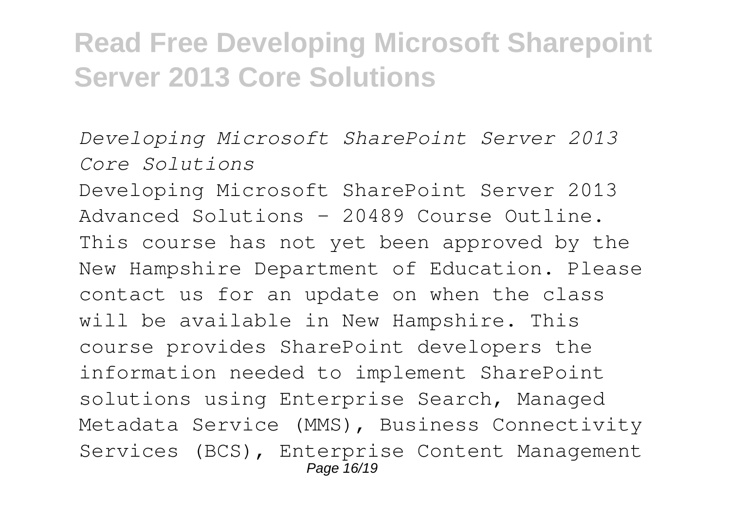*Developing Microsoft SharePoint Server 2013 Core Solutions*

Developing Microsoft SharePoint Server 2013 Advanced Solutions - 20489 Course Outline. This course has not yet been approved by the New Hampshire Department of Education. Please contact us for an update on when the class will be available in New Hampshire. This course provides SharePoint developers the information needed to implement SharePoint solutions using Enterprise Search, Managed Metadata Service (MMS), Business Connectivity Services (BCS), Enterprise Content Management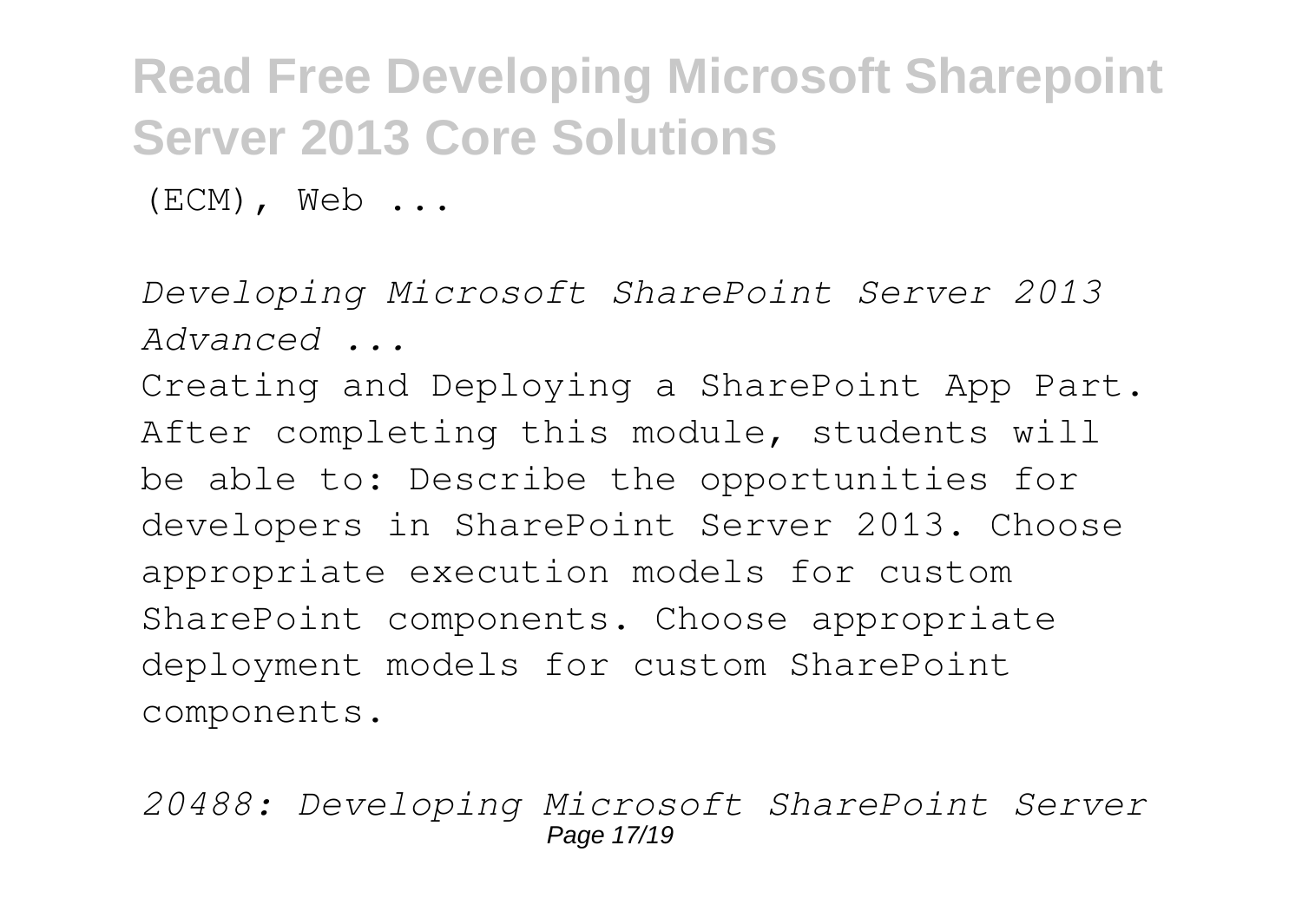(ECM), Web ...

*Developing Microsoft SharePoint Server 2013 Advanced ...*

Creating and Deploying a SharePoint App Part. After completing this module, students will be able to: Describe the opportunities for developers in SharePoint Server 2013. Choose appropriate execution models for custom SharePoint components. Choose appropriate deployment models for custom SharePoint components.

*20488: Developing Microsoft SharePoint Server*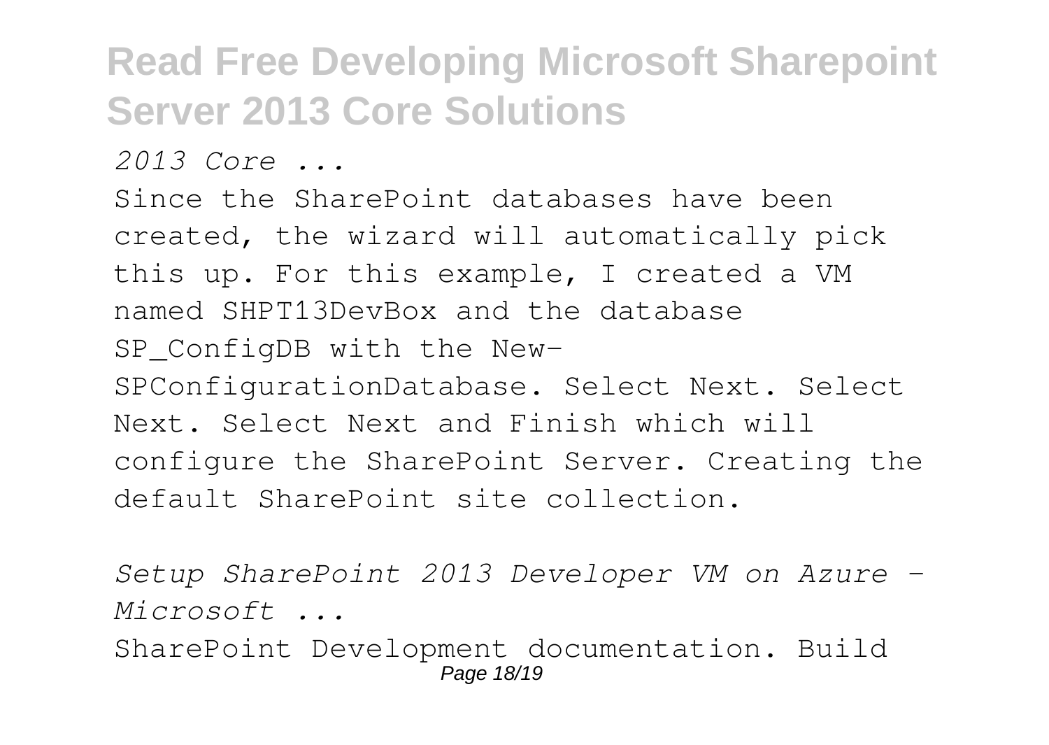*2013 Core ...*

Since the SharePoint databases have been created, the wizard will automatically pick this up. For this example, I created a VM named SHPT13DevBox and the database SP_ConfigDB with the New-SPConfigurationDatabase. Select Next. Select Next. Select Next and Finish which will configure the SharePoint Server. Creating the default SharePoint site collection.

*Setup SharePoint 2013 Developer VM on Azure - Microsoft ...*

SharePoint Development documentation. Build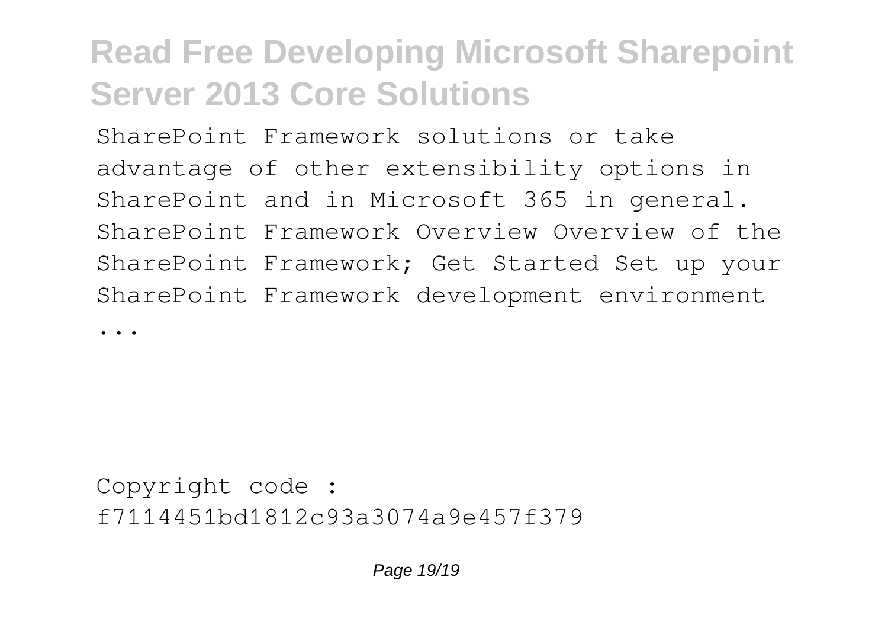SharePoint Framework solutions or take advantage of other extensibility options in SharePoint and in Microsoft 365 in general. SharePoint Framework Overview Overview of the SharePoint Framework; Get Started Set up your SharePoint Framework development environment ...

Copyright code : f7114451bd1812c93a3074a9e457f379